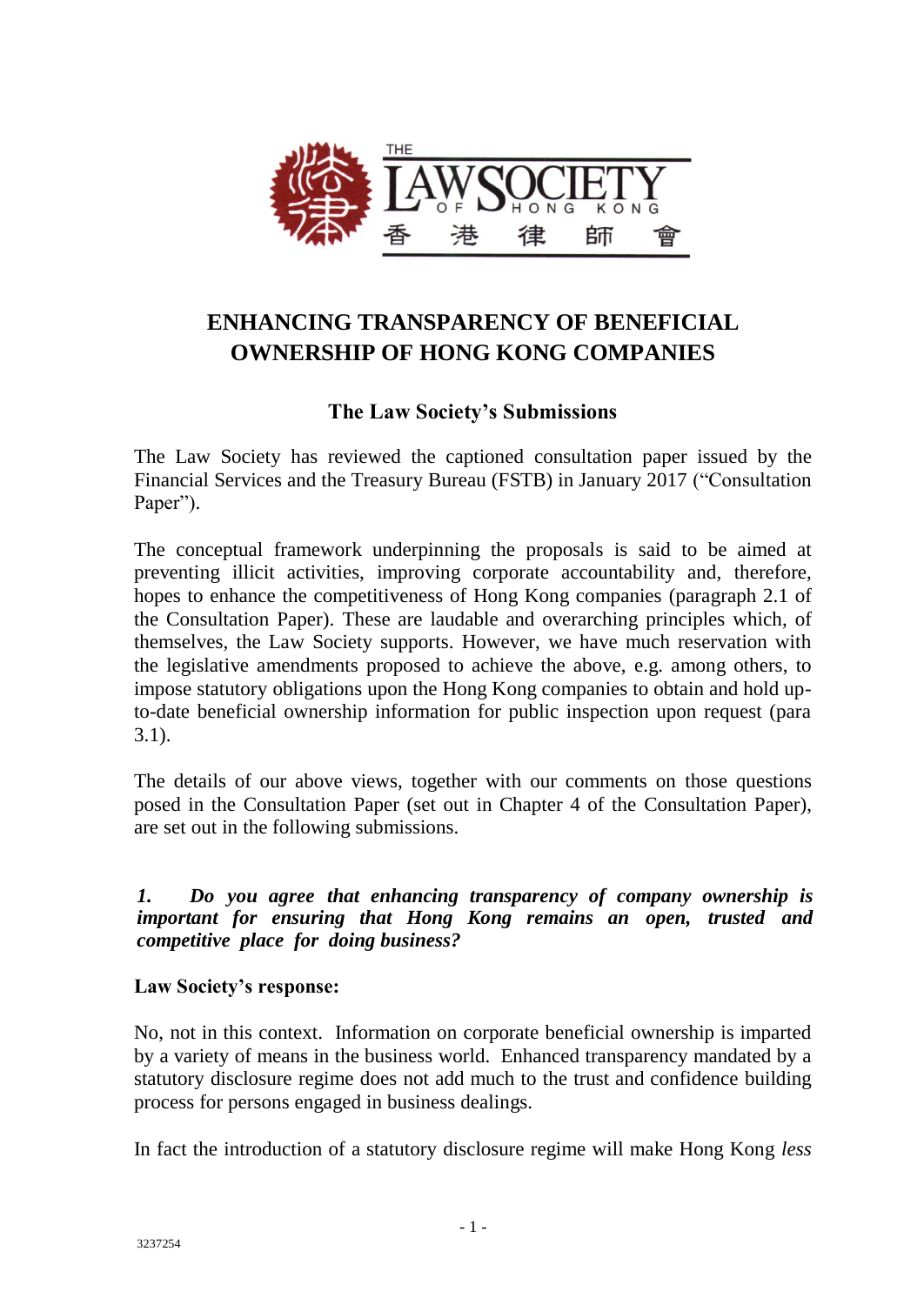# ENHANCING TRANSPARENCY OF BENEFICIAL OWNERSHIP OF HONG KONG COMPANIES

## The Law Society's Submissions

The Law Society has reviewed the captioned consultation paper issued by the Financial Services and the Treasury Bureau (FSTB) in January 2017 ("Consultation Paper").

The conceptual framework underpinning the proposals is said to be aimed at preventing illicit activities, improving corporate accountability and, therefore, hopes to enhance the competitiveness of Hong Kong companies (paragraph 2.1 of the Consultation Paper). These are laudable and overarching principles which, of themselves, the Law Society supports. However, we have much reservation with the legislative amendments proposed to achieve the above, e.g. among others, to impose statutory obligations upon the Hong Kong companies to obtain and hold up-to-date beneficial ownership information for public inspection upon request (para 3.1).

The details of our above views, together with our comments on those questions posed in the Consultation Paper (set out in Chapter 4 of the Consultation Paper), are set out in the following submissions.

***1. Do you agree that enhancing transparency of company ownership is important for ensuring that Hong Kong remains an open, trusted and competitive place for doing business?***

**Law Society's response:**

No, not in this context. Information on corporate beneficial ownership is imparted by a variety of means in the business world. Enhanced transparency mandated by a statutory disclosure regime does not add much to the trust and confidence building process for persons engaged in business dealings.

In fact the introduction of a statutory disclosure regime will make Hong Kong *less*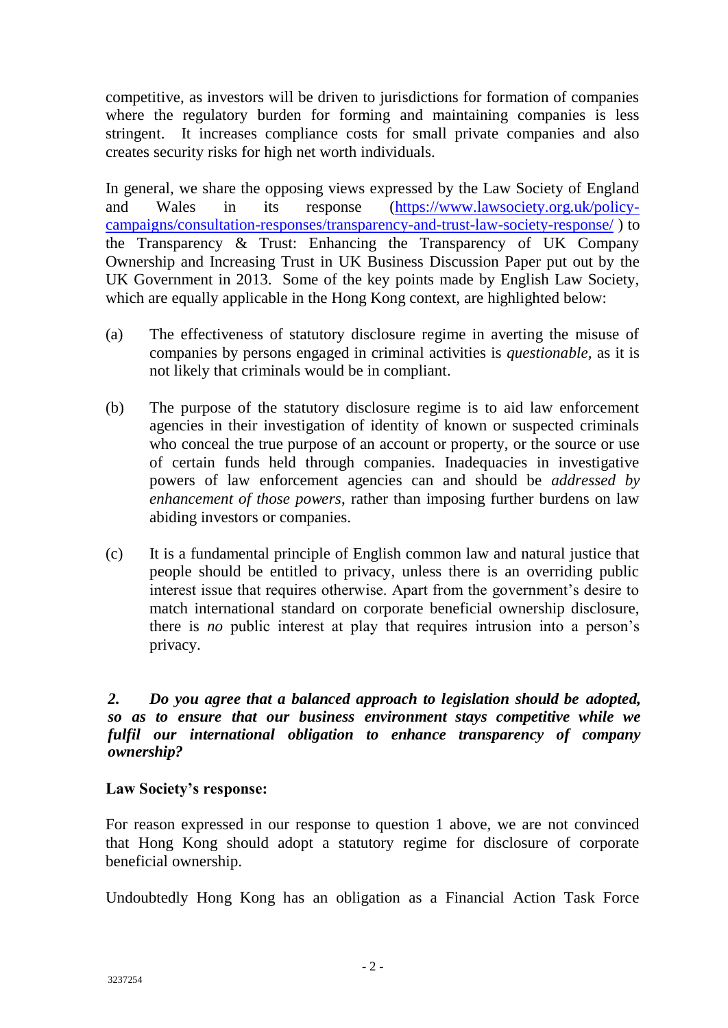competitive, as investors will be driven to jurisdictions for formation of companies where the regulatory burden for forming and maintaining companies is less stringent. It increases compliance costs for small private companies and also creates security risks for high net worth individuals.

In general, we share the opposing views expressed by the Law Society of England and Wales in its response (https://www.lawsociety.org.uk/policy-campaigns/consultation-responses/transparency-and-trust-law-society-response/ ) to the Transparency & Trust: Enhancing the Transparency of UK Company Ownership and Increasing Trust in UK Business Discussion Paper put out by the UK Government in 2013. Some of the key points made by English Law Society, which are equally applicable in the Hong Kong context, are highlighted below:

(a) The effectiveness of statutory disclosure regime in averting the misuse of companies by persons engaged in criminal activities is *questionable,* as it is not likely that criminals would be in compliant.

(b) The purpose of the statutory disclosure regime is to aid law enforcement agencies in their investigation of identity of known or suspected criminals who conceal the true purpose of an account or property, or the source or use of certain funds held through companies. Inadequacies in investigative powers of law enforcement agencies can and should be *addressed by enhancement of those powers*, rather than imposing further burdens on law abiding investors or companies.

(c) It is a fundamental principle of English common law and natural justice that people should be entitled to privacy, unless there is an overriding public interest issue that requires otherwise. Apart from the government's desire to match international standard on corporate beneficial ownership disclosure, there is *no* public interest at play that requires intrusion into a person's privacy.

***2. Do you agree that a balanced approach to legislation should be adopted, so as to ensure that our business environment stays competitive while we fulfil our international obligation to enhance transparency of company ownership?***

**Law Society's response:**

For reason expressed in our response to question 1 above, we are not convinced that Hong Kong should adopt a statutory regime for disclosure of corporate beneficial ownership.

Undoubtedly Hong Kong has an obligation as a Financial Action Task Force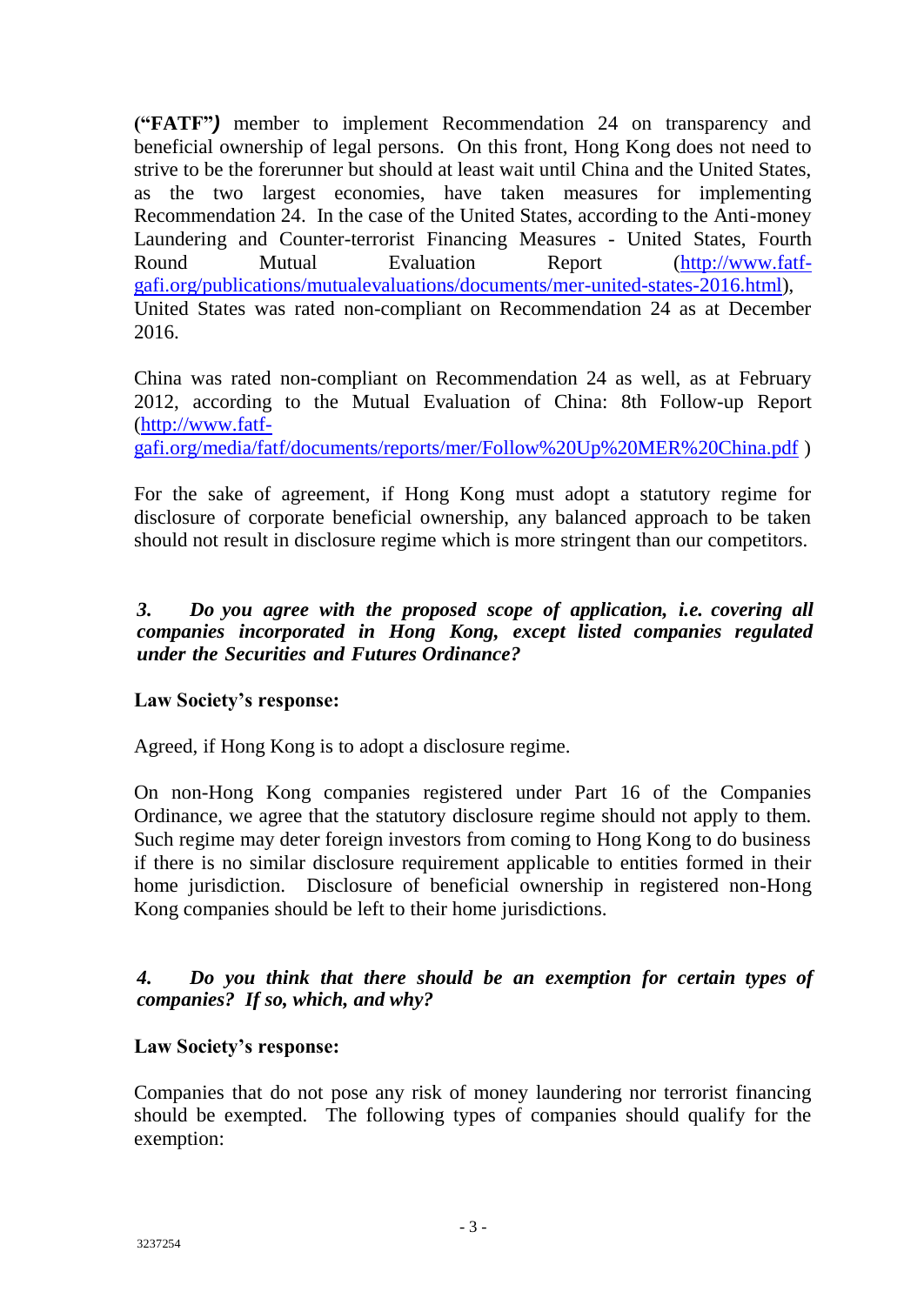**("FATF")** member to implement Recommendation 24 on transparency and beneficial ownership of legal persons. On this front, Hong Kong does not need to strive to be the forerunner but should at least wait until China and the United States, as the two largest economies, have taken measures for implementing Recommendation 24. In the case of the United States, according to the Anti-money Laundering and Counter-terrorist Financing Measures - United States, Fourth Round Mutual Evaluation Report ([http://www.fatf-gafi.org/publications/mutualevaluations/documents/mer-united-states-2016.html](http://www.fatf-gafi.org/publications/mutualevaluations/documents/mer-united-states-2016.html)), United States was rated non-compliant on Recommendation 24 as at December 2016.

China was rated non-compliant on Recommendation 24 as well, as at February 2012, according to the Mutual Evaluation of China: 8th Follow-up Report ([http://www.fatf-gafi.org/media/fatf/documents/reports/mer/Follow%20Up%20MER%20China.pdf](http://www.fatf-gafi.org/media/fatf/documents/reports/mer/Follow%20Up%20MER%20China.pdf) )

For the sake of agreement, if Hong Kong must adopt a statutory regime for disclosure of corporate beneficial ownership, any balanced approach to be taken should not result in disclosure regime which is more stringent than our competitors.

***3. Do you agree with the proposed scope of application, i.e. covering all companies incorporated in Hong Kong, except listed companies regulated under the Securities and Futures Ordinance?***

**Law Society's response:**

Agreed, if Hong Kong is to adopt a disclosure regime.

On non-Hong Kong companies registered under Part 16 of the Companies Ordinance, we agree that the statutory disclosure regime should not apply to them. Such regime may deter foreign investors from coming to Hong Kong to do business if there is no similar disclosure requirement applicable to entities formed in their home jurisdiction. Disclosure of beneficial ownership in registered non-Hong Kong companies should be left to their home jurisdictions.

***4. Do you think that there should be an exemption for certain types of companies? If so, which, and why?***

**Law Society's response:**

Companies that do not pose any risk of money laundering nor terrorist financing should be exempted. The following types of companies should qualify for the exemption: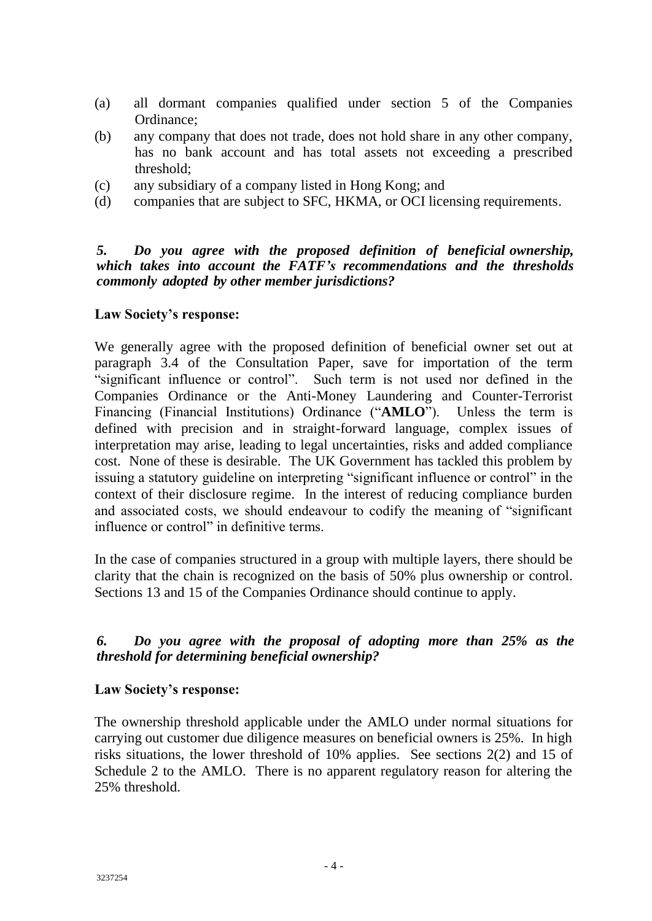(a) all dormant companies qualified under section 5 of the Companies Ordinance;

(b) any company that does not trade, does not hold share in any other company, has no bank account and has total assets not exceeding a prescribed threshold;

(c) any subsidiary of a company listed in Hong Kong; and

(d) companies that are subject to SFC, HKMA, or OCI licensing requirements.

***5. Do you agree with the proposed definition of beneficial ownership, which takes into account the FATF's recommendations and the thresholds commonly adopted by other member jurisdictions?***

**Law Society's response:**

We generally agree with the proposed definition of beneficial owner set out at paragraph 3.4 of the Consultation Paper, save for importation of the term "significant influence or control". Such term is not used nor defined in the Companies Ordinance or the Anti-Money Laundering and Counter-Terrorist Financing (Financial Institutions) Ordinance ("**AMLO**"). Unless the term is defined with precision and in straight-forward language, complex issues of interpretation may arise, leading to legal uncertainties, risks and added compliance cost. None of these is desirable. The UK Government has tackled this problem by issuing a statutory guideline on interpreting "significant influence or control" in the context of their disclosure regime. In the interest of reducing compliance burden and associated costs, we should endeavour to codify the meaning of "significant influence or control" in definitive terms.

In the case of companies structured in a group with multiple layers, there should be clarity that the chain is recognized on the basis of 50% plus ownership or control. Sections 13 and 15 of the Companies Ordinance should continue to apply.

***6. Do you agree with the proposal of adopting more than 25% as the threshold for determining beneficial ownership?***

**Law Society's response:**

The ownership threshold applicable under the AMLO under normal situations for carrying out customer due diligence measures on beneficial owners is 25%. In high risks situations, the lower threshold of 10% applies. See sections 2(2) and 15 of Schedule 2 to the AMLO. There is no apparent regulatory reason for altering the 25% threshold.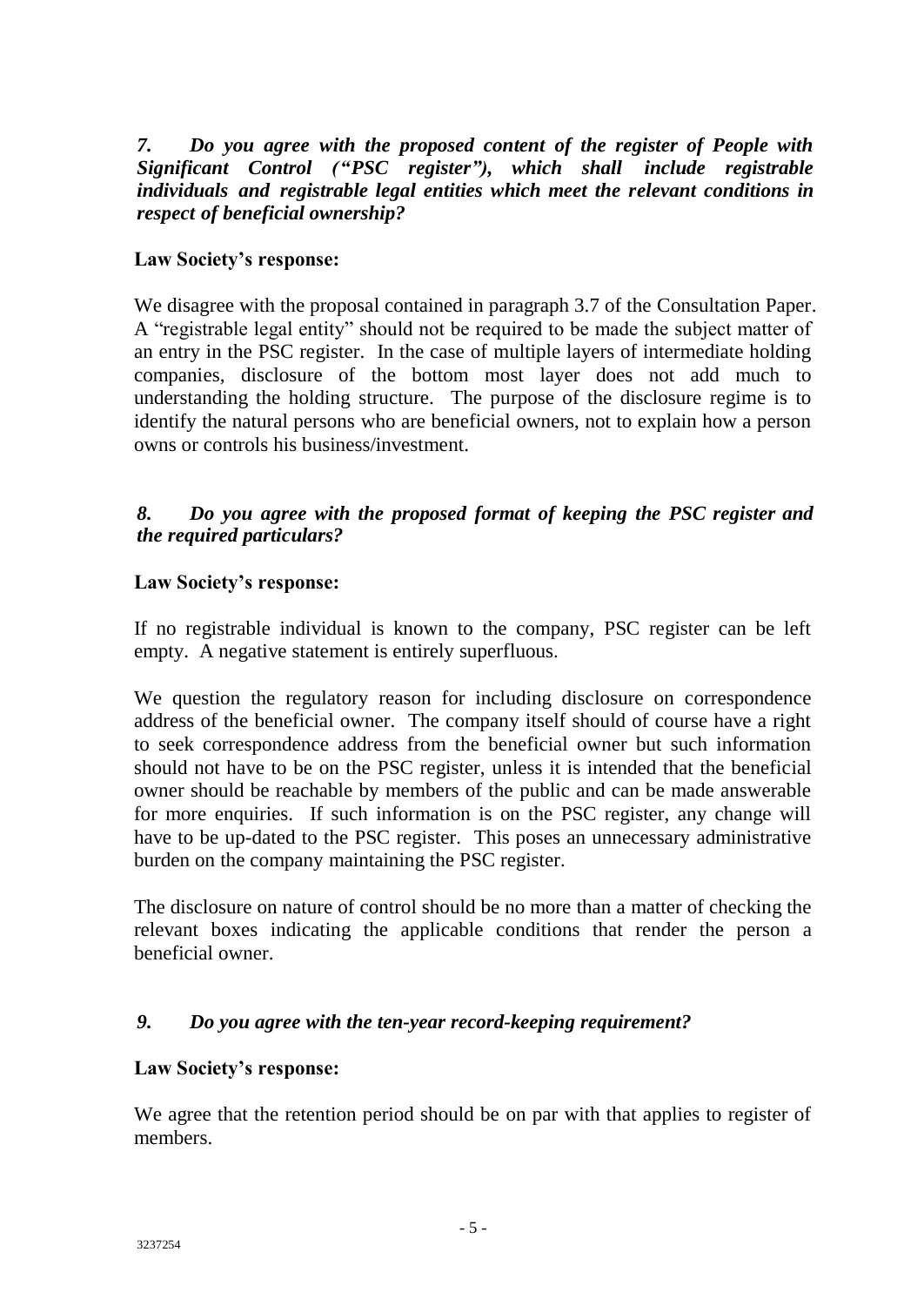***7. Do you agree with the proposed content of the register of People with Significant Control ("PSC register"), which shall include registrable individuals and registrable legal entities which meet the relevant conditions in respect of beneficial ownership?***

**Law Society's response:**

We disagree with the proposal contained in paragraph 3.7 of the Consultation Paper. A "registrable legal entity" should not be required to be made the subject matter of an entry in the PSC register. In the case of multiple layers of intermediate holding companies, disclosure of the bottom most layer does not add much to understanding the holding structure. The purpose of the disclosure regime is to identify the natural persons who are beneficial owners, not to explain how a person owns or controls his business/investment.

***8. Do you agree with the proposed format of keeping the PSC register and the required particulars?***

**Law Society's response:**

If no registrable individual is known to the company, PSC register can be left empty. A negative statement is entirely superfluous.

We question the regulatory reason for including disclosure on correspondence address of the beneficial owner. The company itself should of course have a right to seek correspondence address from the beneficial owner but such information should not have to be on the PSC register, unless it is intended that the beneficial owner should be reachable by members of the public and can be made answerable for more enquiries. If such information is on the PSC register, any change will have to be up-dated to the PSC register. This poses an unnecessary administrative burden on the company maintaining the PSC register.

The disclosure on nature of control should be no more than a matter of checking the relevant boxes indicating the applicable conditions that render the person a beneficial owner.

***9. Do you agree with the ten-year record-keeping requirement?***

**Law Society's response:**

We agree that the retention period should be on par with that applies to register of members.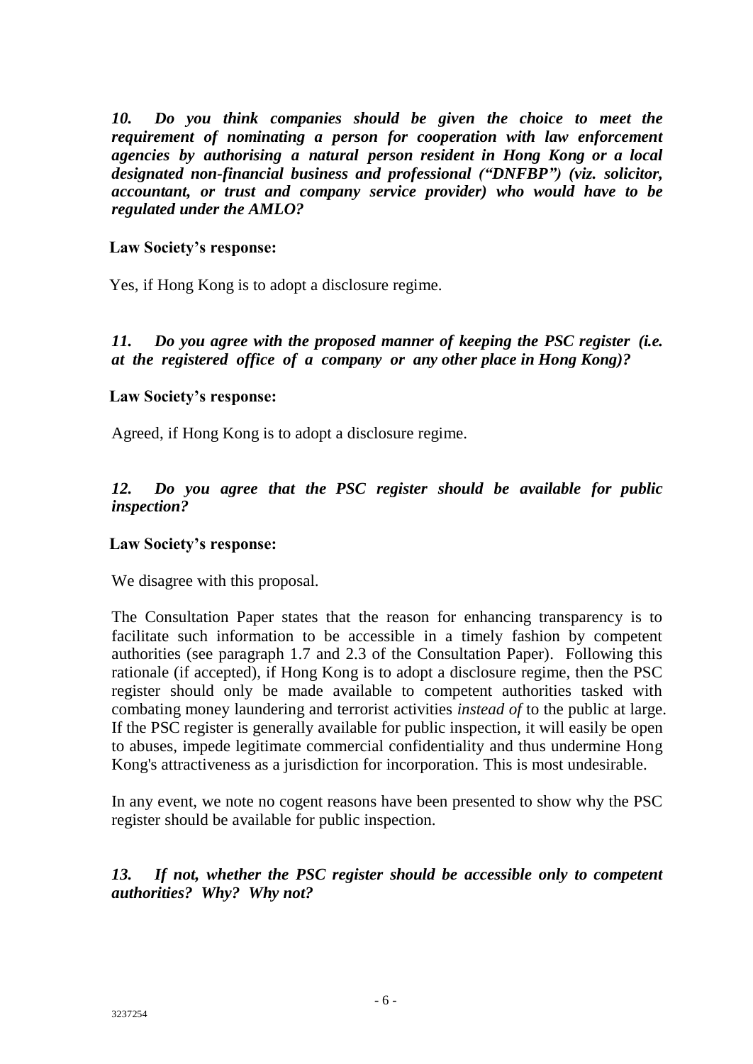***10. Do you think companies should be given the choice to meet the requirement of nominating a person for cooperation with law enforcement agencies by authorising a natural person resident in Hong Kong or a local designated non-financial business and professional ("DNFBP") (viz. solicitor, accountant, or trust and company service provider) who would have to be regulated under the AMLO?***

**Law Society's response:**

Yes, if Hong Kong is to adopt a disclosure regime.

***11. Do you agree with the proposed manner of keeping the PSC register (i.e. at the registered office of a company or any other place in Hong Kong)?***

**Law Society's response:**

Agreed, if Hong Kong is to adopt a disclosure regime.

***12. Do you agree that the PSC register should be available for public inspection?***

**Law Society's response:**

We disagree with this proposal.

The Consultation Paper states that the reason for enhancing transparency is to facilitate such information to be accessible in a timely fashion by competent authorities (see paragraph 1.7 and 2.3 of the Consultation Paper). Following this rationale (if accepted), if Hong Kong is to adopt a disclosure regime, then the PSC register should only be made available to competent authorities tasked with combating money laundering and terrorist activities *instead of* to the public at large. If the PSC register is generally available for public inspection, it will easily be open to abuses, impede legitimate commercial confidentiality and thus undermine Hong Kong's attractiveness as a jurisdiction for incorporation. This is most undesirable.

In any event, we note no cogent reasons have been presented to show why the PSC register should be available for public inspection.

***13. If not, whether the PSC register should be accessible only to competent authorities? Why? Why not?***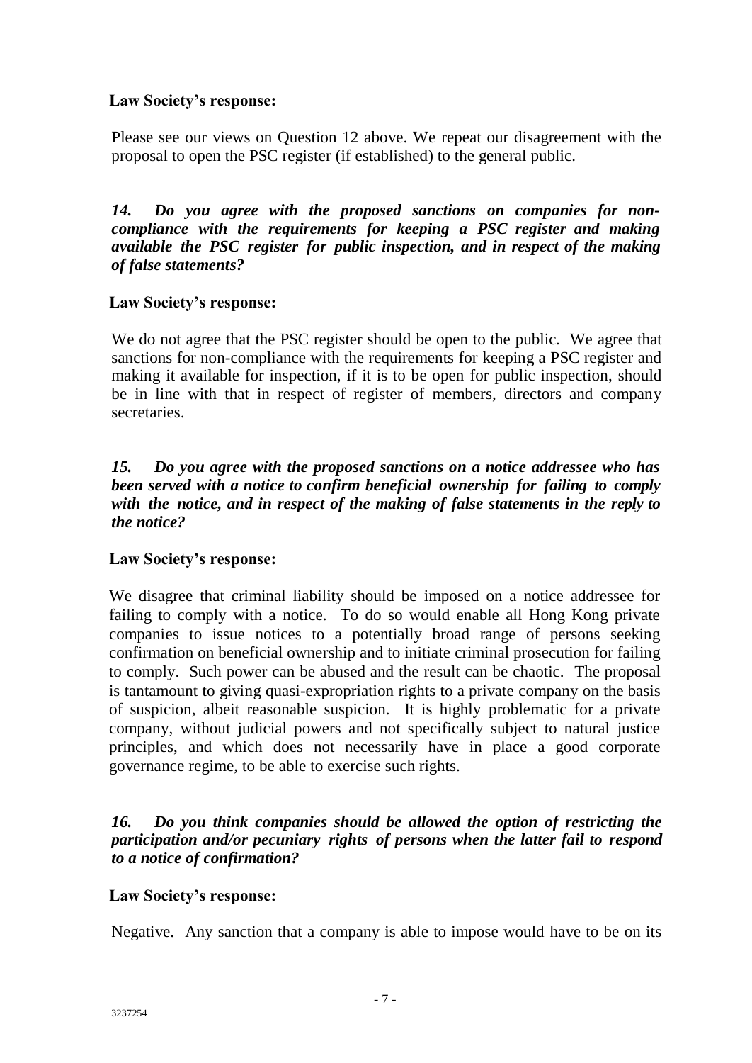**Law Society's response:**

Please see our views on Question 12 above. We repeat our disagreement with the proposal to open the PSC register (if established) to the general public.

***14. Do you agree with the proposed sanctions on companies for non-compliance with the requirements for keeping a PSC register and making available the PSC register for public inspection, and in respect of the making of false statements?***

**Law Society's response:**

We do not agree that the PSC register should be open to the public. We agree that sanctions for non-compliance with the requirements for keeping a PSC register and making it available for inspection, if it is to be open for public inspection, should be in line with that in respect of register of members, directors and company secretaries.

***15. Do you agree with the proposed sanctions on a notice addressee who has been served with a notice to confirm beneficial ownership for failing to comply with the notice, and in respect of the making of false statements in the reply to the notice?***

**Law Society's response:**

We disagree that criminal liability should be imposed on a notice addressee for failing to comply with a notice. To do so would enable all Hong Kong private companies to issue notices to a potentially broad range of persons seeking confirmation on beneficial ownership and to initiate criminal prosecution for failing to comply. Such power can be abused and the result can be chaotic. The proposal is tantamount to giving quasi-expropriation rights to a private company on the basis of suspicion, albeit reasonable suspicion. It is highly problematic for a private company, without judicial powers and not specifically subject to natural justice principles, and which does not necessarily have in place a good corporate governance regime, to be able to exercise such rights.

***16. Do you think companies should be allowed the option of restricting the participation and/or pecuniary rights of persons when the latter fail to respond to a notice of confirmation?***

**Law Society's response:**

Negative. Any sanction that a company is able to impose would have to be on its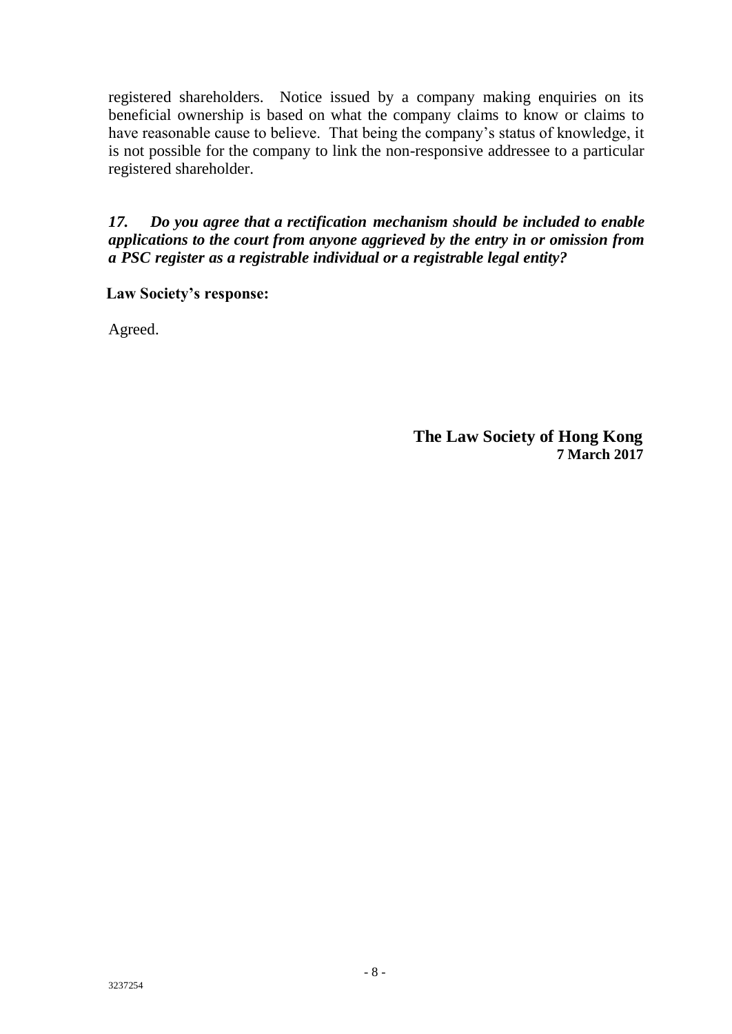registered shareholders. Notice issued by a company making enquiries on its beneficial ownership is based on what the company claims to know or claims to have reasonable cause to believe. That being the company's status of knowledge, it is not possible for the company to link the non-responsive addressee to a particular registered shareholder.

***17. Do you agree that a rectification mechanism should be included to enable applications to the court from anyone aggrieved by the entry in or omission from a PSC register as a registrable individual or a registrable legal entity?***

**Law Society's response:**

Agreed.

**The Law Society of Hong Kong**
**7 March 2017**

3237254